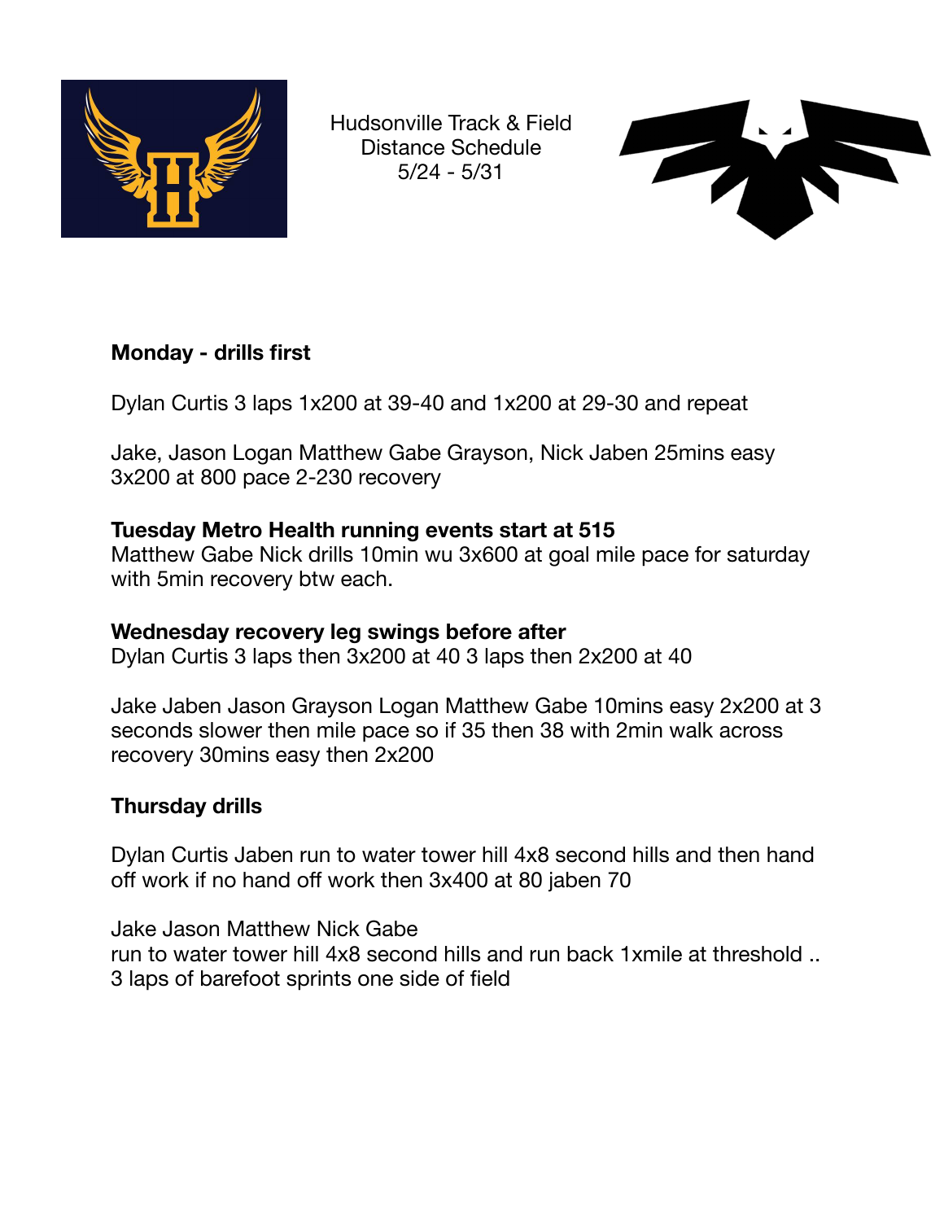Hudsonville Track & Field
Distance Schedule
5/24 - 5/31

**Monday - drills first**

Dylan Curtis 3 laps 1x200 at 39-40 and 1x200 at 29-30 and repeat

Jake, Jason Logan Matthew Gabe Grayson, Nick Jaben 25mins easy 3x200 at 800 pace 2-230 recovery

**Tuesday Metro Health running events start at 515**
Matthew Gabe Nick drills 10min wu 3x600 at goal mile pace for saturday with 5min recovery btw each.

**Wednesday recovery leg swings before after**
Dylan Curtis 3 laps then 3x200 at 40 3 laps then 2x200 at 40

Jake Jaben Jason Grayson Logan Matthew Gabe 10mins easy 2x200 at 3 seconds slower then mile pace so if 35 then 38 with 2min walk across recovery 30mins easy then 2x200

**Thursday drills**

Dylan Curtis Jaben run to water tower hill 4x8 second hills and then hand off work if no hand off work then 3x400 at 80 jaben 70

Jake Jason Matthew Nick Gabe
run to water tower hill 4x8 second hills and run back 1xmile at threshold .. 3 laps of barefoot sprints one side of field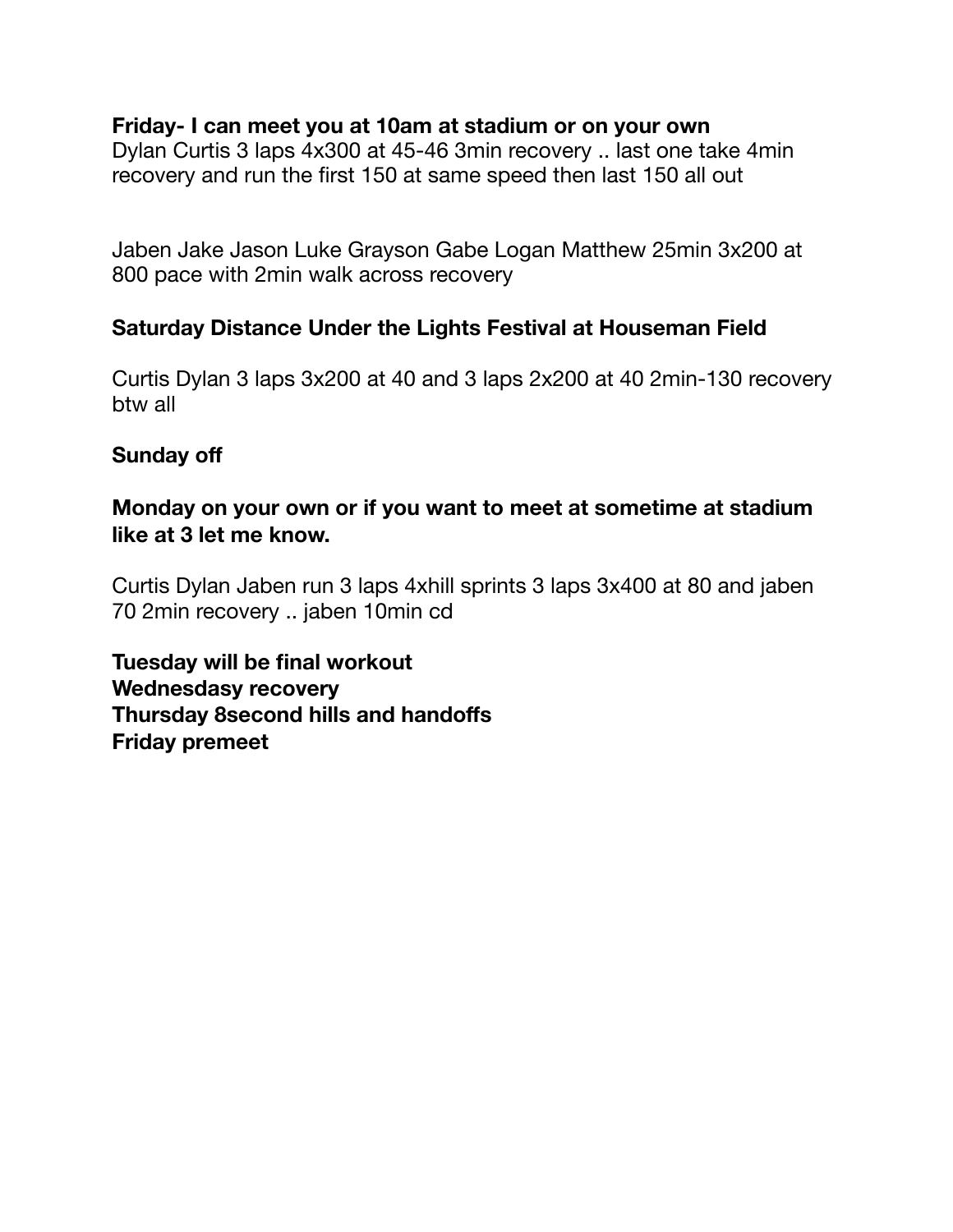**Friday- I can meet you at 10am at stadium or on your own**
Dylan Curtis 3 laps 4x300 at 45-46 3min recovery .. last one take 4min recovery and run the first 150 at same speed then last 150 all out

Jaben Jake Jason Luke Grayson Gabe Logan Matthew 25min 3x200 at 800 pace with 2min walk across recovery

**Saturday Distance Under the Lights Festival at Houseman Field**

Curtis Dylan 3 laps 3x200 at 40 and 3 laps 2x200 at 40 2min-130 recovery btw all

**Sunday off**

**Monday on your own or if you want to meet at sometime at stadium like at 3 let me know.**

Curtis Dylan Jaben run 3 laps 4xhill sprints 3 laps 3x400 at 80 and jaben 70 2min recovery .. jaben 10min cd

**Tuesday will be final workout**
**Wednesdasy recovery**
**Thursday 8second hills and handoffs**
**Friday premeet**